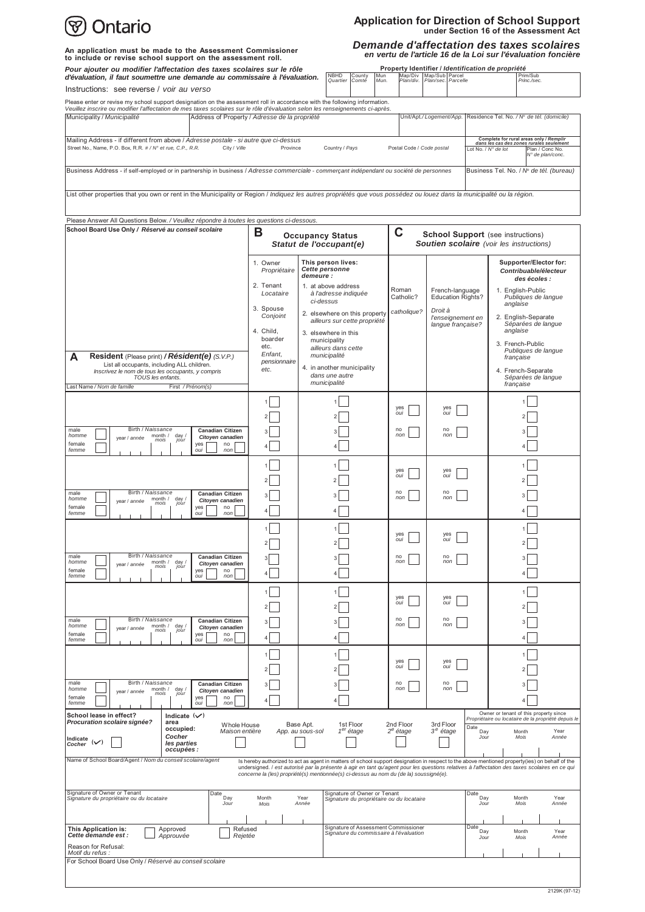Ontario

# Application for Direction of School Support

**under Section 16 of the Assessment Act**

## *Demande d'affectation des taxes scolaires*

*en vertu de l'article 16 de la Loi sur l'évaluation foncière*

**An application must be made to the Assessment Commissioner to include or revise school support on the assessment roll.**

***Pour ajouter ou modifier l'affectation des taxes scolaires sur le rôle d'évaluation, il faut soumettre une demande au commissaire à l'évaluation.***

Instructions: see reverse / *voir au verso*

**Property Identifier / *Identification de propriété***

| NBHD *Quartier* | County *Comté* | Mun *Mun.* | Map/Div *Plan/div.* | Map/Sub *Plan/sec.* | Parcel *Parcelle* | Prim/Sub *Princ./sec.* |
|---|---|---|---|---|---|---|
| | | | | | | |

Please enter or revise my school support designation on the assessment roll in accordance with the following information.
*Veuillez inscrire ou modifier l'affectation de mes taxes scolaires sur le rôle d'évaluation selon les renseignements ci-après.*

| Municipality / *Municipalité* | Address of Property / *Adresse de la propriété* | Unit/Apt./*Logement/App.* | Residence Tel. No. / *N° de tél. (domicile)* |
|---|---|---|---|
| | | | |

Mailing Address - if different from above / *Adresse postale - si autre que ci-dessus*

| Street No., Name, P.O. Box, R.R. # / *N° et rue, C.P., R.R.* | City / *Ville* | Province | Country / *Pays* | Postal Code / *Code postal* | Lot No. / *N° de lot* | Plan / Conc No. *N° de plan/conc.* |
|---|---|---|---|---|---|---|
| | | | | | | |

**Complete for rural areas only / *Remplir dans les cas des zones rurales seulement*** (Lot No. / Plan / Conc No.)

| Business Address - if self-employed or in partnership in business / *Adresse commerciale - commerçant indépendant ou société de personnes* | Business Tel. No. / *N° de tél. (bureau)* |
|---|---|
| | |

List other properties that you own or rent in the Municipality or Region / *Indiquez les autres propriétés que vous possédez ou louez dans la municipalité ou la région.*

Please Answer All Questions Below. / *Veuillez répondre à toutes les questions ci-dessous.*

School Board Use Only / *Réservé au conseil scolaire*

**A Resident** (Please print) / ***Résident(e)*** *(S.V.P.)*
List all occupants, including ALL children.
*Inscrivez le nom de tous les occupants, y compris TOUS les enfants.*

**B Occupancy Status / *Statut de l'occupant(e)***

1. Owner / *Propriétaire*
2. Tenant / *Locataire*
3. Spouse / *Conjoint*
4. Child, boarder etc. / *Enfant, pensionnaire etc.*

**This person lives: / *Cette personne demeure :***

1. at above address / *à l'adresse indiquée ci-dessus*
2. elsewhere on this property / *ailleurs sur cette propriété*
3. elsewhere in this municipality / *ailleurs dans cette municipalité*
4. in another municipality / *dans une autre municipalité*

**C School Support** (see instructions) / ***Soutien scolaire*** *(voir les instructions)*

Roman Catholic? / *catholique?*

French-language Education Rights? / *Droit à l'enseignement en langue française?*

**Supporter/Elector for: / *Contribuable/électeur des écoles :***

1. English-Public / *Publiques de langue anglaise*
2. English-Separate / *Séparées de langue anglaise*
3. French-Public / *Publiques de langue française*
4. French-Separate / *Séparées de langue française*

| Last Name / *Nom de famille* — First / *Prénom(s)* | Owner/Tenant/Spouse/Child | Lives | Roman Catholic? | French-language Rights? | Supporter/Elector for |
|---|---|---|---|---|---|
| male/*homme* ☐ female/*femme* ☐ — Birth / *Naissance*: year / *année*, month / *mois*, day / *jour* — Canadian Citizen / *Citoyen canadien*: yes/*oui* ☐ no/*non* ☐ | 1 ☐ 2 ☐ 3 ☐ 4 ☐ | 1 ☐ 2 ☐ 3 ☐ 4 ☐ | yes/*oui* ☐ no/*non* ☐ | yes/*oui* ☐ no/*non* ☐ | 1 ☐ 2 ☐ 3 ☐ 4 ☐ |
| male/*homme* ☐ female/*femme* ☐ — Birth / *Naissance*: year / *année*, month / *mois*, day / *jour* — Canadian Citizen / *Citoyen canadien*: yes/*oui* ☐ no/*non* ☐ | 1 ☐ 2 ☐ 3 ☐ 4 ☐ | 1 ☐ 2 ☐ 3 ☐ 4 ☐ | yes/*oui* ☐ no/*non* ☐ | yes/*oui* ☐ no/*non* ☐ | 1 ☐ 2 ☐ 3 ☐ 4 ☐ |
| male/*homme* ☐ female/*femme* ☐ — Birth / *Naissance*: year / *année*, month / *mois*, day / *jour* — Canadian Citizen / *Citoyen canadien*: yes/*oui* ☐ no/*non* ☐ | 1 ☐ 2 ☐ 3 ☐ 4 ☐ | 1 ☐ 2 ☐ 3 ☐ 4 ☐ | yes/*oui* ☐ no/*non* ☐ | yes/*oui* ☐ no/*non* ☐ | 1 ☐ 2 ☐ 3 ☐ 4 ☐ |
| male/*homme* ☐ female/*femme* ☐ — Birth / *Naissance*: year / *année*, month / *mois*, day / *jour* — Canadian Citizen / *Citoyen canadien*: yes/*oui* ☐ no/*non* ☐ | 1 ☐ 2 ☐ 3 ☐ 4 ☐ | 1 ☐ 2 ☐ 3 ☐ 4 ☐ | yes/*oui* ☐ no/*non* ☐ | yes/*oui* ☐ no/*non* ☐ | 1 ☐ 2 ☐ 3 ☐ 4 ☐ |
| male/*homme* ☐ female/*femme* ☐ — Birth / *Naissance*: year / *année*, month / *mois*, day / *jour* — Canadian Citizen / *Citoyen canadien*: yes/*oui* ☐ no/*non* ☐ | 1 ☐ 2 ☐ 3 ☐ 4 ☐ | 1 ☐ 2 ☐ 3 ☐ 4 ☐ | yes/*oui* ☐ no/*non* ☐ | yes/*oui* ☐ no/*non* ☐ | 1 ☐ 2 ☐ 3 ☐ 4 ☐ |

**School lease in effect? / *Procuration scolaire signée?*** Indicate / *Cocher* (✓) ☐

**Indicate (✓) area occupied: / *Cocher les parties occupées :***
Whole House / *Maison entière* ☐ — Base Apt. / *App. au sous-sol* ☐ — 1st Floor / *1er étage* ☐ — 2nd Floor / *2e étage* ☐ — 3rd Floor / *3e étage* ☐

Owner or tenant of this property since / *Propriétaire ou locataire de la propriété depuis le* — Date: Day / *Jour*, Month / *Mois*, Year / *Année*

Name of School Board/Agent / *Nom du conseil scolaire/agent*

Is hereby authorized to act as agent in matters of school support designation in respect to the above mentioned property(ies) on behalf of the undersigned. / *est autorisé par la présente à agir en tant qu'agent pour les questions relatives à l'affectation des taxes scolaires en ce qui concerne la (les) propriété(s) mentionnée(s) ci-dessus au nom du (de la) soussigné(e).*

| Signature of Owner or Tenant / *Signature du propriétaire ou du locataire* | Date: Day / *Jour*, Month / *Mois*, Year / *Année* | Signature of Owner or Tenant / *Signature du propriétaire ou du locataire* | Date: Day / *Jour*, Month / *Mois*, Year / *Année* |
|---|---|---|---|
| | | | |

**This Application is: / *Cette demande est :*** Approved / *Approuvée* ☐ Refused / *Rejetée* ☐

Signature of Assessment Commissioner / *Signature du commissaire à l'évaluation* — Date: Day / *Jour*, Month / *Mois*, Year / *Année*

Reason for Refusal: / *Motif du refus :*

For School Board Use Only / *Réservé au conseil scolaire*

2129K (97-12)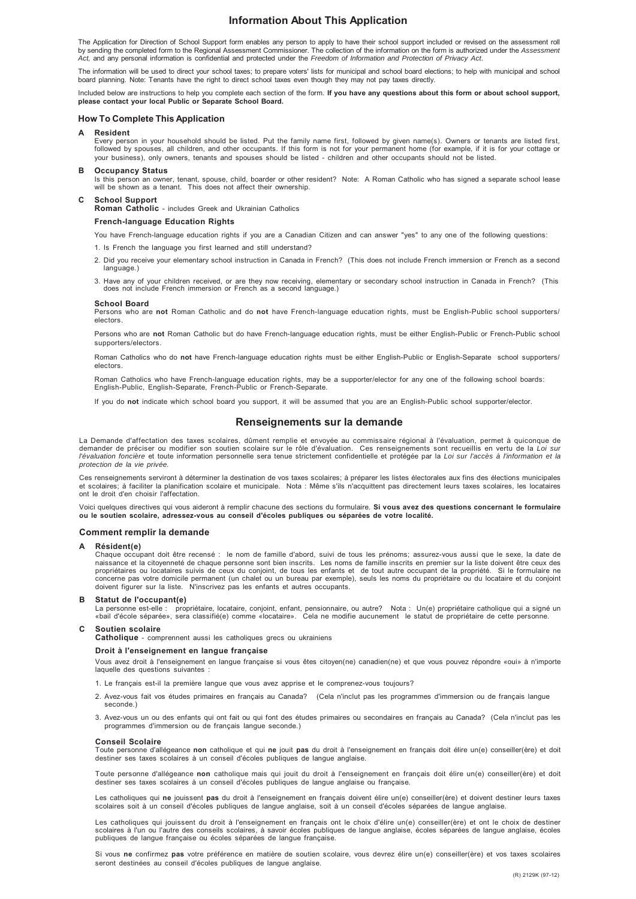# Information About This Application

The Application for Direction of School Support form enables any person to apply to have their school support included or revised on the assessment roll by sending the completed form to the Regional Assessment Commissioner. The collection of the information on the form is authorized under the *Assessment Act,* and any personal information is confidential and protected under the *Freedom of Information and Protection of Privacy Act*.

The information will be used to direct your school taxes; to prepare voters' lists for municipal and school board elections; to help with municipal and school board planning. Note: Tenants have the right to direct school taxes even though they may not pay taxes directly.

Included below are instructions to help you complete each section of the form. **If you have any questions about this form or about school support, please contact your local Public or Separate School Board.**

## How To Complete This Application

**A Resident**
Every person in your household should be listed. Put the family name first, followed by given name(s). Owners or tenants are listed first, followed by spouses, all children, and other occupants. If this form is not for your permanent home (for example, if it is for your cottage or your business), only owners, tenants and spouses should be listed - children and other occupants should not be listed.

**B Occupancy Status**
Is this person an owner, tenant, spouse, child, boarder or other resident? Note: A Roman Catholic who has signed a separate school lease will be shown as a tenant. This does not affect their ownership.

**C School Support**
**Roman Catholic** - includes Greek and Ukrainian Catholics

### French-language Education Rights

You have French-language education rights if you are a Canadian Citizen and can answer "yes" to any one of the following questions:

1. Is French the language you first learned and still understand?
2. Did you receive your elementary school instruction in Canada in French? (This does not include French immersion or French as a second language.)
3. Have any of your children received, or are they now receiving, elementary or secondary school instruction in Canada in French? (This does not include French immersion or French as a second language.)

### School Board

Persons who are **not** Roman Catholic and do **not** have French-language education rights, must be English-Public school supporters/ electors.

Persons who are **not** Roman Catholic but do have French-language education rights, must be either English-Public or French-Public school supporters/electors.

Roman Catholics who do **not** have French-language education rights must be either English-Public or English-Separate school supporters/ electors.

Roman Catholics who have French-language education rights, may be a supporter/elector for any one of the following school boards: English-Public, English-Separate, French-Public or French-Separate.

If you do **not** indicate which school board you support, it will be assumed that you are an English-Public school supporter/elector.

# Renseignements sur la demande

La Demande d'affectation des taxes scolaires, dûment remplie et envoyée au commissaire régional à l'évaluation, permet à quiconque de demander de préciser ou modifier son soutien scolaire sur le rôle d'évaluation. Ces renseignements sont recueillis en vertu de la *Loi sur l'évaluation foncière* et toute information personnelle sera tenue strictement confidentielle et protégée par la *Loi sur l'accès à l'information et la protection de la vie privée.*

Ces renseignements serviront à déterminer la destination de vos taxes scolaires; à préparer les listes électorales aux fins des élections municipales et scolaires; à faciliter la planification scolaire et municipale. Nota : Même s'ils n'acquittent pas directement leurs taxes scolaires, les locataires ont le droit d'en choisir l'affectation.

Voici quelques directives qui vous aideront à remplir chacune des sections du formulaire. **Si vous avez des questions concernant le formulaire ou le soutien scolaire, adressez-vous au conseil d'écoles publiques ou séparées de votre localité.**

## Comment remplir la demande

**A Résident(e)**
Chaque occupant doit être recensé : le nom de famille d'abord, suivi de tous les prénoms; assurez-vous aussi que le sexe, la date de naissance et la citoyenneté de chaque personne sont bien inscrits. Les noms de famille inscrits en premier sur la liste doivent être ceux des propriétaires ou locataires suivis de ceux du conjoint, de tous les enfants et de tout autre occupant de la propriété. Si le formulaire ne concerne pas votre domicile permanent (un chalet ou un bureau par exemple), seuls les noms du propriétaire ou du locataire et du conjoint doivent figurer sur la liste. N'inscrivez pas les enfants et autres occupants.

**B Statut de l'occupant(e)**
La personne est-elle : propriétaire, locataire, conjoint, enfant, pensionnaire, ou autre? Nota : Un(e) propriétaire catholique qui a signé un «bail d'école séparée», sera classifié(e) comme «locataire». Cela ne modifie aucunement le statut de propriétaire de cette personne.

**C Soutien scolaire**
**Catholique** - comprennent aussi les catholiques grecs ou ukrainiens

### Droit à l'enseignement en langue française

Vous avez droit à l'enseignement en langue française si vous êtes citoyen(ne) canadien(ne) et que vous pouvez répondre «oui» à n'importe laquelle des questions suivantes :

1. Le français est-il la première langue que vous avez apprise et le comprenez-vous toujours?
2. Avez-vous fait vos études primaires en français au Canada? (Cela n'inclut pas les programmes d'immersion ou de français langue seconde.)
3. Avez-vous un ou des enfants qui ont fait ou qui font des études primaires ou secondaires en français au Canada? (Cela n'inclut pas les programmes d'immersion ou de français langue seconde.)

### Conseil Scolaire

Toute personne d'allégeance **non** catholique et qui **ne** jouit **pas** du droit à l'enseignement en français doit élire un(e) conseiller(ère) et doit destiner ses taxes scolaires à un conseil d'écoles publiques de langue anglaise.

Toute personne d'allégeance **non** catholique mais qui jouit du droit à l'enseignement en français doit élire un(e) conseiller(ère) et doit destiner ses taxes scolaires à un conseil d'écoles publiques de langue anglaise ou française.

Les catholiques qui **ne** jouissent **pas** du droit à l'enseignement en français doivent élire un(e) conseiller(ère) et doivent destiner leurs taxes scolaires soit à un conseil d'écoles publiques de langue anglaise, soit à un conseil d'écoles séparées de langue anglaise.

Les catholiques qui jouissent du droit à l'enseignement en français ont le choix d'élire un(e) conseiller(ère) et ont le choix de destiner scolaires à l'un ou l'autre des conseils scolaires, à savoir écoles publiques de langue anglaise, écoles séparées de langue anglaise, écoles publiques de langue française ou écoles séparées de langue française.

Si vous **ne** confirmez **pas** votre préférence en matière de soutien scolaire, vous devrez élire un(e) conseiller(ère) et vos taxes scolaires seront destinées au conseil d'écoles publiques de langue anglaise.

(R) 2129K (97-12)